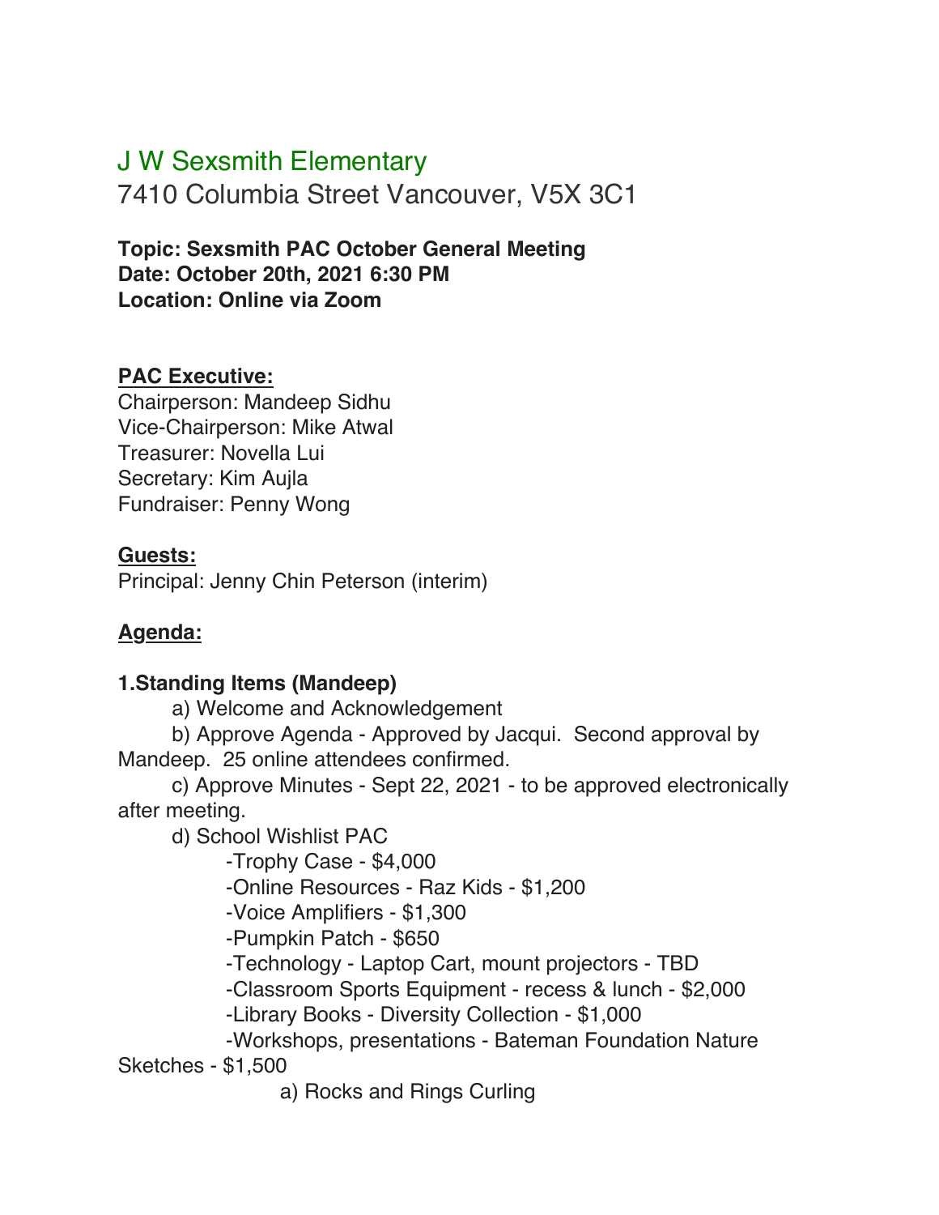# J W Sexsmith Elementary

7410 Columbia Street Vancouver, V5X 3C1

**Topic: Sexsmith PAC October General Meeting**
**Date: October 20th, 2021 6:30 PM**
**Location: Online via Zoom**

## PAC Executive:

Chairperson: Mandeep Sidhu
Vice-Chairperson: Mike Atwal
Treasurer: Novella Lui
Secretary: Kim Aujla
Fundraiser: Penny Wong

## Guests:

Principal: Jenny Chin Peterson (interim)

## Agenda:

**1.Standing Items (Mandeep)**

a) Welcome and Acknowledgement

b) Approve Agenda - Approved by Jacqui. Second approval by Mandeep. 25 online attendees confirmed.

c) Approve Minutes - Sept 22, 2021 - to be approved electronically after meeting.

d) School Wishlist PAC

- -Trophy Case - $4,000
- -Online Resources - Raz Kids - $1,200
- -Voice Amplifiers - $1,300
- -Pumpkin Patch - $650
- -Technology - Laptop Cart, mount projectors - TBD
- -Classroom Sports Equipment - recess & lunch - $2,000
- -Library Books - Diversity Collection - $1,000
- -Workshops, presentations - Bateman Foundation Nature Sketches - $1,500
  - a) Rocks and Rings Curling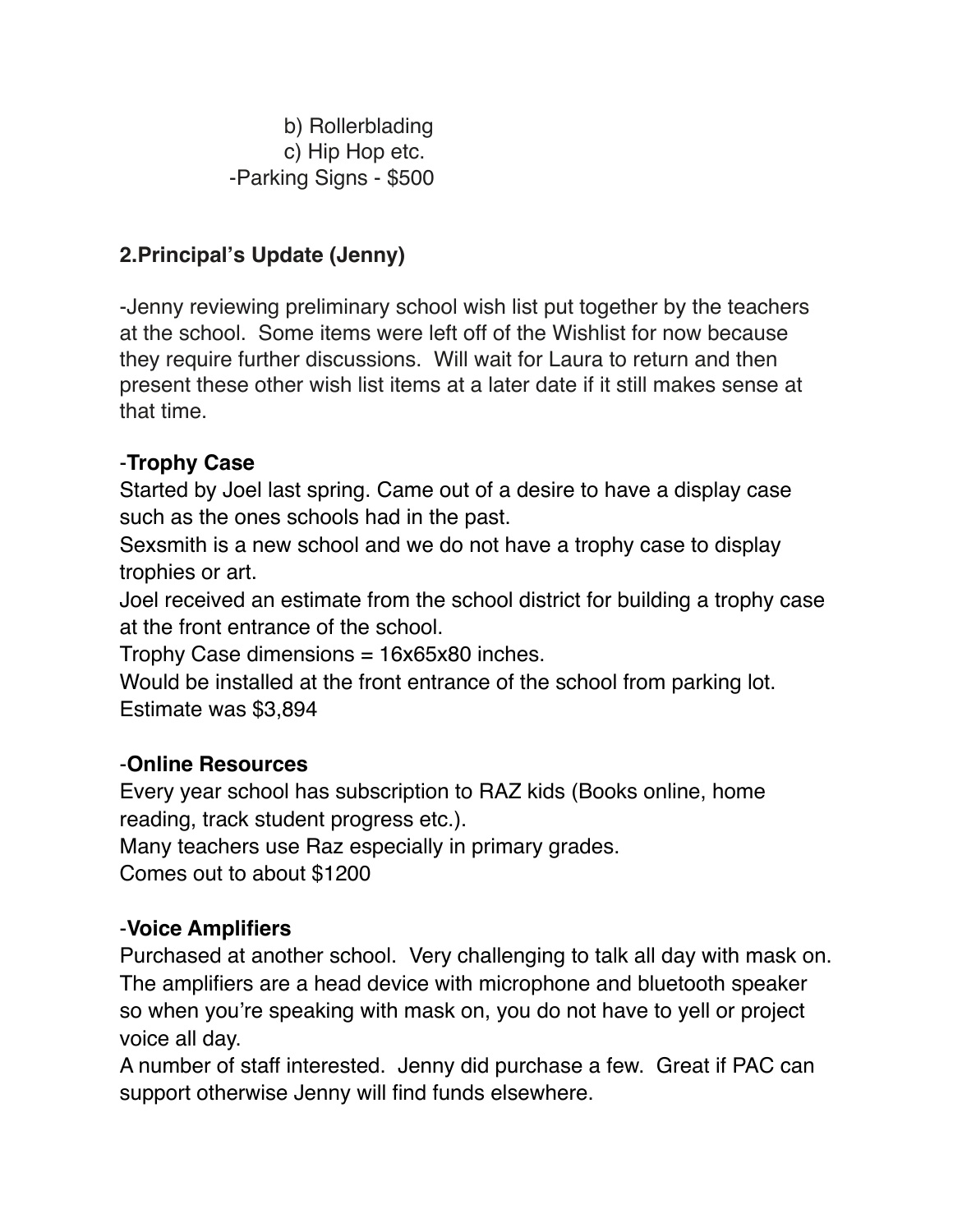b) Rollerblading
c) Hip Hop etc.

-Parking Signs - $500

**2.Principal's Update (Jenny)**

-Jenny reviewing preliminary school wish list put together by the teachers at the school. Some items were left off of the Wishlist for now because they require further discussions. Will wait for Laura to return and then present these other wish list items at a later date if it still makes sense at that time.

-**Trophy Case**

Started by Joel last spring. Came out of a desire to have a display case such as the ones schools had in the past.

Sexsmith is a new school and we do not have a trophy case to display trophies or art.

Joel received an estimate from the school district for building a trophy case at the front entrance of the school.

Trophy Case dimensions = 16x65x80 inches.

Would be installed at the front entrance of the school from parking lot.

Estimate was $3,894

-**Online Resources**

Every year school has subscription to RAZ kids (Books online, home reading, track student progress etc.).

Many teachers use Raz especially in primary grades.

Comes out to about $1200

-**Voice Amplifiers**

Purchased at another school. Very challenging to talk all day with mask on. The amplifiers are a head device with microphone and bluetooth speaker so when you're speaking with mask on, you do not have to yell or project voice all day.

A number of staff interested. Jenny did purchase a few. Great if PAC can support otherwise Jenny will find funds elsewhere.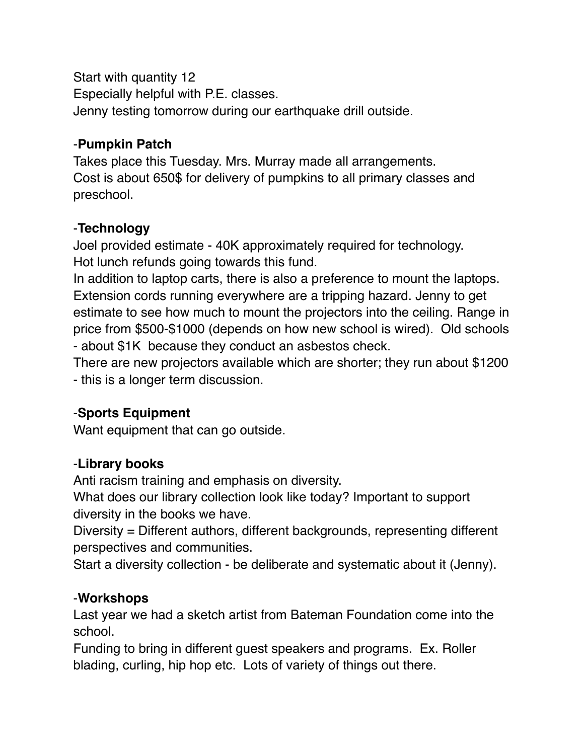Start with quantity 12
Especially helpful with P.E. classes.
Jenny testing tomorrow during our earthquake drill outside.

-**Pumpkin Patch**
Takes place this Tuesday. Mrs. Murray made all arrangements.
Cost is about 650$ for delivery of pumpkins to all primary classes and preschool.

-**Technology**
Joel provided estimate - 40K approximately required for technology.
Hot lunch refunds going towards this fund.
In addition to laptop carts, there is also a preference to mount the laptops. Extension cords running everywhere are a tripping hazard. Jenny to get estimate to see how much to mount the projectors into the ceiling. Range in price from $500-$1000 (depends on how new school is wired). Old schools - about $1K because they conduct an asbestos check.
There are new projectors available which are shorter; they run about $1200 - this is a longer term discussion.

-**Sports Equipment**
Want equipment that can go outside.

-**Library books**
Anti racism training and emphasis on diversity.
What does our library collection look like today? Important to support diversity in the books we have.
Diversity = Different authors, different backgrounds, representing different perspectives and communities.
Start a diversity collection - be deliberate and systematic about it (Jenny).

-**Workshops**
Last year we had a sketch artist from Bateman Foundation come into the school.
Funding to bring in different guest speakers and programs. Ex. Roller blading, curling, hip hop etc. Lots of variety of things out there.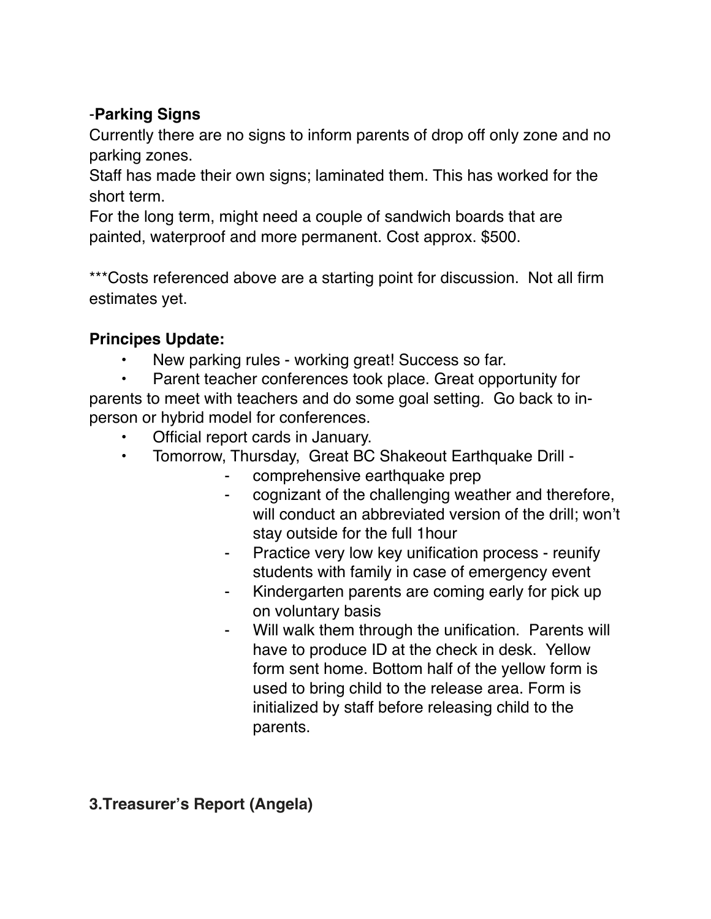-**Parking Signs**

Currently there are no signs to inform parents of drop off only zone and no parking zones.

Staff has made their own signs; laminated them. This has worked for the short term.

For the long term, might need a couple of sandwich boards that are painted, waterproof and more permanent. Cost approx. $500.

***Costs referenced above are a starting point for discussion.  Not all firm estimates yet.

**Principes Update:**

- New parking rules - working great! Success so far.
- Parent teacher conferences took place. Great opportunity for parents to meet with teachers and do some goal setting.  Go back to in-person or hybrid model for conferences.
- Official report cards in January.
- Tomorrow, Thursday,  Great BC Shakeout Earthquake Drill -
  - comprehensive earthquake prep
  - cognizant of the challenging weather and therefore, will conduct an abbreviated version of the drill; won't stay outside for the full 1hour
  - Practice very low key unification process - reunify students with family in case of emergency event
  - Kindergarten parents are coming early for pick up on voluntary basis
  - Will walk them through the unification.  Parents will have to produce ID at the check in desk.  Yellow form sent home. Bottom half of the yellow form is used to bring child to the release area. Form is initialized by staff before releasing child to the parents.

**3.Treasurer's Report (Angela)**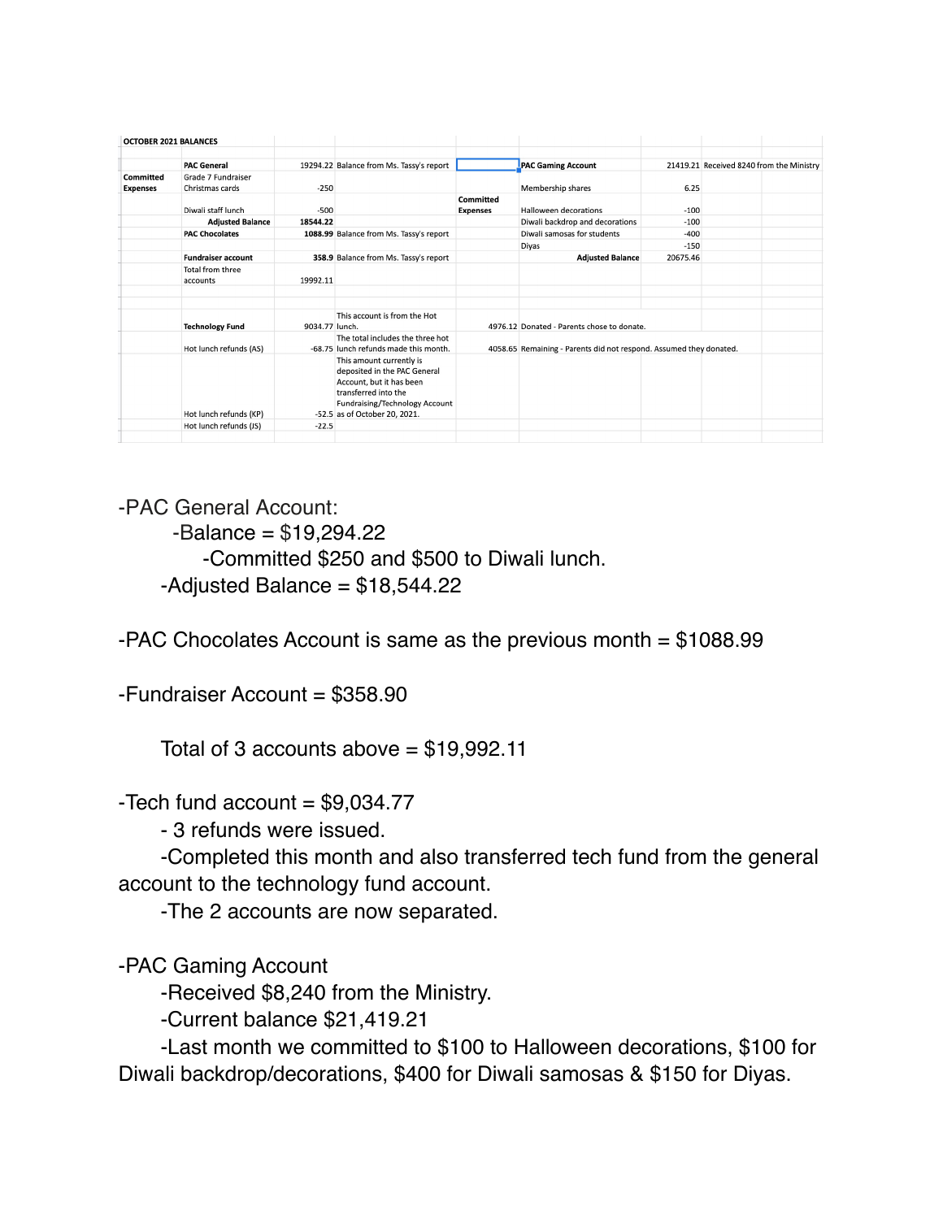| OCTOBER 2021 BALANCES | | | | | | | | |
|---|---|---|---|---|---|---|---|---|
| | PAC General | 19294.22 | Balance from Ms. Tassy's report | | PAC Gaming Account | 21419.21 | Received 8240 from the Ministry | |
| Committed Expenses | Grade 7 Fundraiser Christmas cards | -250 | | | Membership shares | 6.25 | | |
| | Diwali staff lunch | -500 | | Committed Expenses | Halloween decorations | -100 | | |
| | **Adjusted Balance** | **18544.22** | | | Diwali backdrop and decorations | -100 | | |
| | **PAC Chocolates** | **1088.99** | Balance from Ms. Tassy's report | | Diwali samosas for students | -400 | | |
| | | | | | Diyas | -150 | | |
| | **Fundraiser account** | **358.9** | Balance from Ms. Tassy's report | | **Adjusted Balance** | 20675.46 | | |
| | Total from three accounts | 19992.11 | | | | | | |
| | **Technology Fund** | 9034.77 | This account is from the Hot lunch. | 4976.12 | Donated - Parents chose to donate. | | | |
| | Hot lunch refunds (AS) | -68.75 | The total includes the three hot lunch refunds made this month. | 4058.65 | Remaining - Parents did not respond. Assumed they donated. | | | |
| | Hot lunch refunds (KP) | -52.5 | This amount currently is deposited in the PAC General Account, but it has been transferred into the Fundraising/Technology Account as of October 20, 2021. | | | | | |
| | Hot lunch refunds (JS) | -22.5 | | | | | | |

-PAC General Account:
- -Balance = $19,294.22
  - -Committed $250 and $500 to Diwali lunch.
- -Adjusted Balance = $18,544.22

-PAC Chocolates Account is same as the previous month = $1088.99

-Fundraiser Account = $358.90

Total of 3 accounts above = $19,992.11

-Tech fund account = $9,034.77
- 3 refunds were issued.
- -Completed this month and also transferred tech fund from the general account to the technology fund account.
- -The 2 accounts are now separated.

-PAC Gaming Account
- -Received $8,240 from the Ministry.
- -Current balance $21,419.21
- -Last month we committed to $100 to Halloween decorations, $100 for Diwali backdrop/decorations, $400 for Diwali samosas & $150 for Diyas.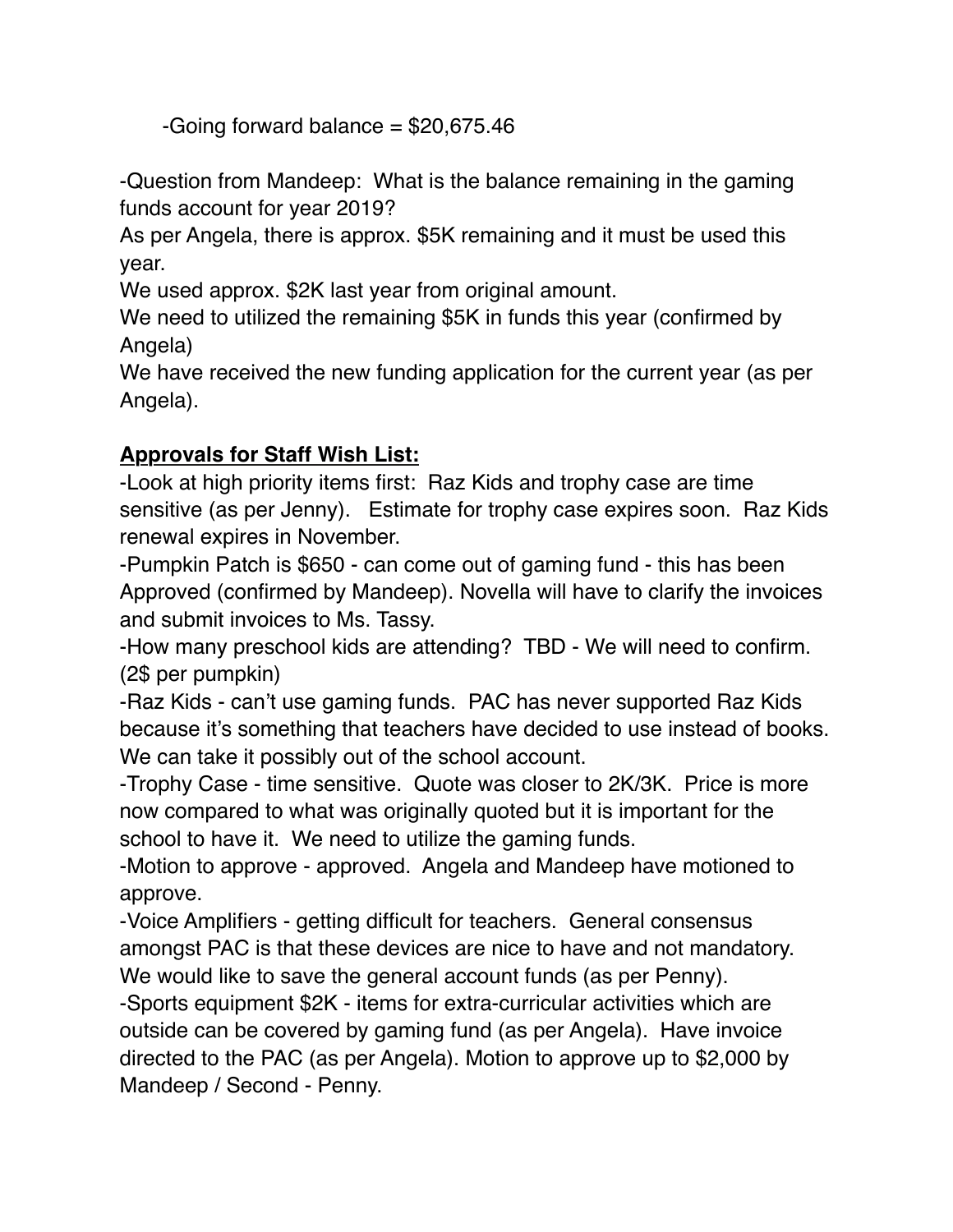-Going forward balance = $20,675.46

-Question from Mandeep: What is the balance remaining in the gaming funds account for year 2019?
As per Angela, there is approx. $5K remaining and it must be used this year.
We used approx. $2K last year from original amount.
We need to utilized the remaining $5K in funds this year (confirmed by Angela)
We have received the new funding application for the current year (as per Angela).

**Approvals for Staff Wish List:**

-Look at high priority items first: Raz Kids and trophy case are time sensitive (as per Jenny). Estimate for trophy case expires soon. Raz Kids renewal expires in November.
-Pumpkin Patch is $650 - can come out of gaming fund - this has been Approved (confirmed by Mandeep). Novella will have to clarify the invoices and submit invoices to Ms. Tassy.
-How many preschool kids are attending? TBD - We will need to confirm. (2$ per pumpkin)
-Raz Kids - can't use gaming funds. PAC has never supported Raz Kids because it's something that teachers have decided to use instead of books. We can take it possibly out of the school account.
-Trophy Case - time sensitive. Quote was closer to 2K/3K. Price is more now compared to what was originally quoted but it is important for the school to have it. We need to utilize the gaming funds.
-Motion to approve - approved. Angela and Mandeep have motioned to approve.
-Voice Amplifiers - getting difficult for teachers. General consensus amongst PAC is that these devices are nice to have and not mandatory. We would like to save the general account funds (as per Penny).
-Sports equipment $2K - items for extra-curricular activities which are outside can be covered by gaming fund (as per Angela). Have invoice directed to the PAC (as per Angela). Motion to approve up to $2,000 by Mandeep / Second - Penny.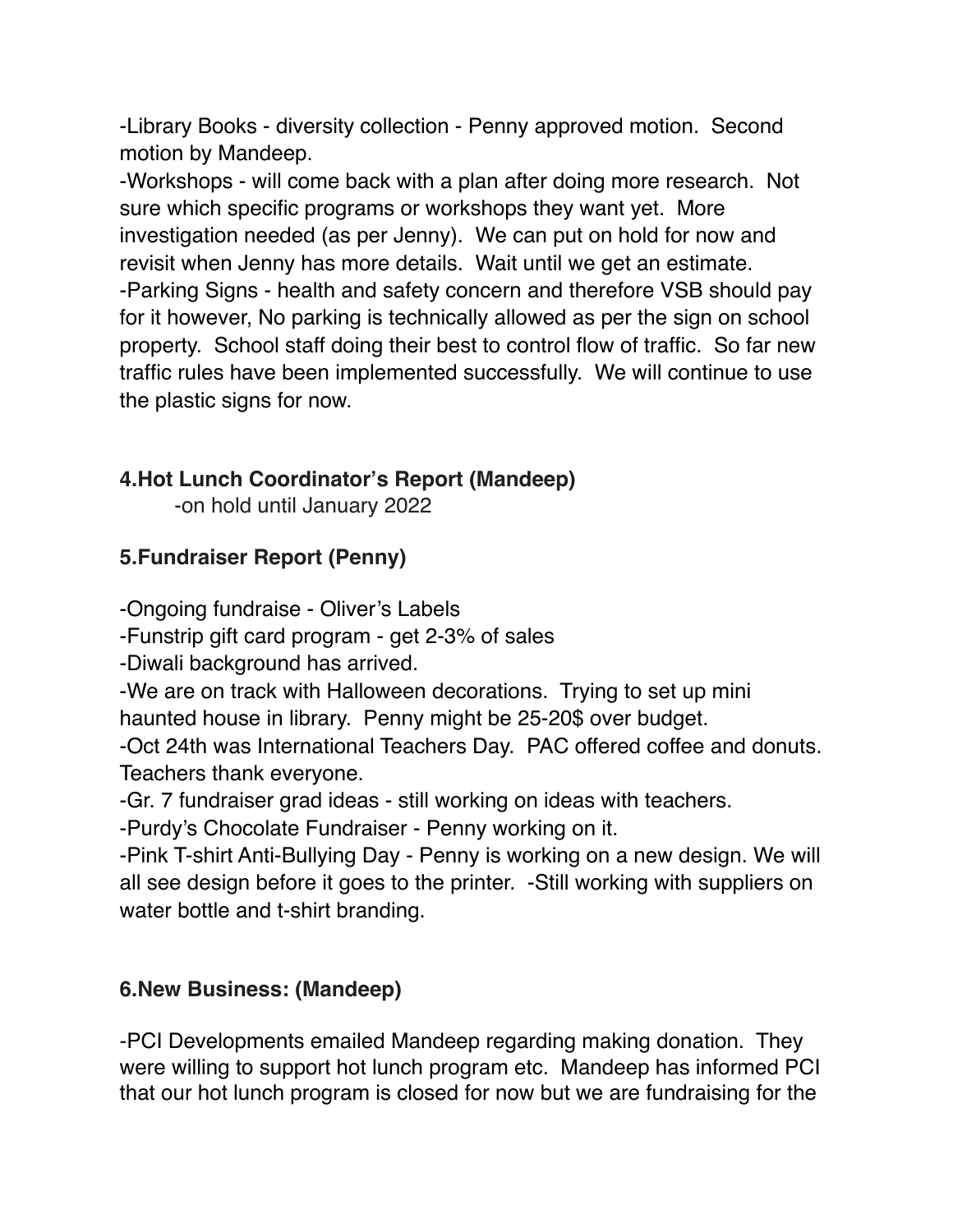-Library Books - diversity collection - Penny approved motion. Second motion by Mandeep.

-Workshops - will come back with a plan after doing more research. Not sure which specific programs or workshops they want yet. More investigation needed (as per Jenny). We can put on hold for now and revisit when Jenny has more details. Wait until we get an estimate.

-Parking Signs - health and safety concern and therefore VSB should pay for it however, No parking is technically allowed as per the sign on school property. School staff doing their best to control flow of traffic. So far new traffic rules have been implemented successfully. We will continue to use the plastic signs for now.

## 4.Hot Lunch Coordinator's Report (Mandeep)

-on hold until January 2022

## 5.Fundraiser Report (Penny)

-Ongoing fundraise - Oliver's Labels

-Funstrip gift card program - get 2-3% of sales

-Diwali background has arrived.

-We are on track with Halloween decorations. Trying to set up mini haunted house in library. Penny might be 25-20$ over budget.

-Oct 24th was International Teachers Day. PAC offered coffee and donuts. Teachers thank everyone.

-Gr. 7 fundraiser grad ideas - still working on ideas with teachers.

-Purdy's Chocolate Fundraiser - Penny working on it.

-Pink T-shirt Anti-Bullying Day - Penny is working on a new design. We will all see design before it goes to the printer. -Still working with suppliers on water bottle and t-shirt branding.

## 6.New Business: (Mandeep)

-PCI Developments emailed Mandeep regarding making donation. They were willing to support hot lunch program etc. Mandeep has informed PCI that our hot lunch program is closed for now but we are fundraising for the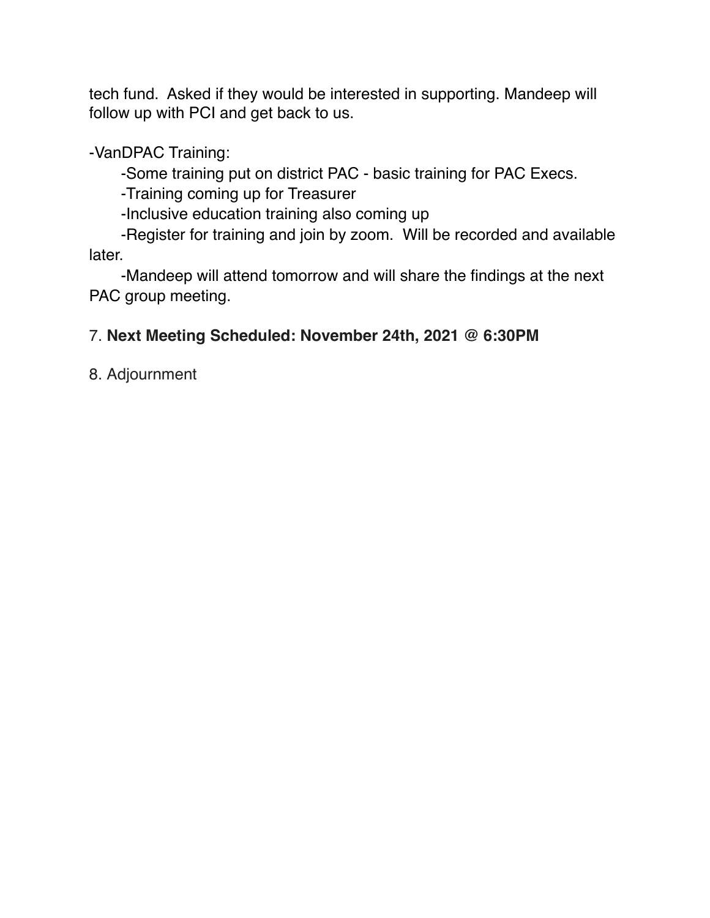tech fund. Asked if they would be interested in supporting. Mandeep will follow up with PCI and get back to us.

-VanDPAC Training:

- -Some training put on district PAC - basic training for PAC Execs.
- -Training coming up for Treasurer
- -Inclusive education training also coming up
- -Register for training and join by zoom. Will be recorded and available later.
- -Mandeep will attend tomorrow and will share the findings at the next PAC group meeting.

7. **Next Meeting Scheduled: November 24th, 2021 @ 6:30PM**

8. Adjournment